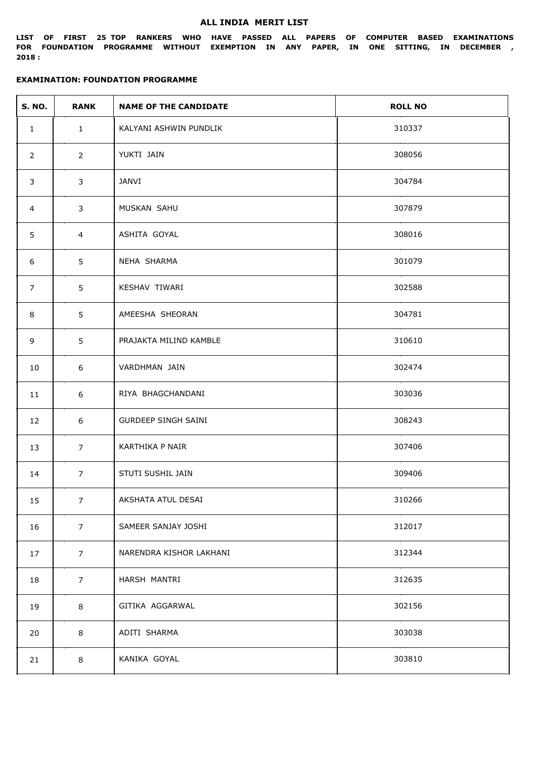# ALL INDIA MERIT LIST

**LIST OF FIRST 25 TOP RANKERS WHO HAVE PASSED ALL PAPERS OF COMPUTER BASED EXAMINATIONS FOR FOUNDATION PROGRAMME WITHOUT EXEMPTION IN ANY PAPER, IN ONE SITTING, IN DECEMBER , 2018 :**

**EXAMINATION: FOUNDATION PROGRAMME**

| S. NO. | RANK | NAME OF THE CANDIDATE | ROLL NO |
|---|---|---|---|
| 1 | 1 | KALYANI ASHWIN PUNDLIK | 310337 |
| 2 | 2 | YUKTI JAIN | 308056 |
| 3 | 3 | JANVI | 304784 |
| 4 | 3 | MUSKAN SAHU | 307879 |
| 5 | 4 | ASHITA GOYAL | 308016 |
| 6 | 5 | NEHA SHARMA | 301079 |
| 7 | 5 | KESHAV TIWARI | 302588 |
| 8 | 5 | AMEESHA SHEORAN | 304781 |
| 9 | 5 | PRAJAKTA MILIND KAMBLE | 310610 |
| 10 | 6 | VARDHMAN JAIN | 302474 |
| 11 | 6 | RIYA BHAGCHANDANI | 303036 |
| 12 | 6 | GURDEEP SINGH SAINI | 308243 |
| 13 | 7 | KARTHIKA P NAIR | 307406 |
| 14 | 7 | STUTI SUSHIL JAIN | 309406 |
| 15 | 7 | AKSHATA ATUL DESAI | 310266 |
| 16 | 7 | SAMEER SANJAY JOSHI | 312017 |
| 17 | 7 | NARENDRA KISHOR LAKHANI | 312344 |
| 18 | 7 | HARSH MANTRI | 312635 |
| 19 | 8 | GITIKA AGGARWAL | 302156 |
| 20 | 8 | ADITI SHARMA | 303038 |
| 21 | 8 | KANIKA GOYAL | 303810 |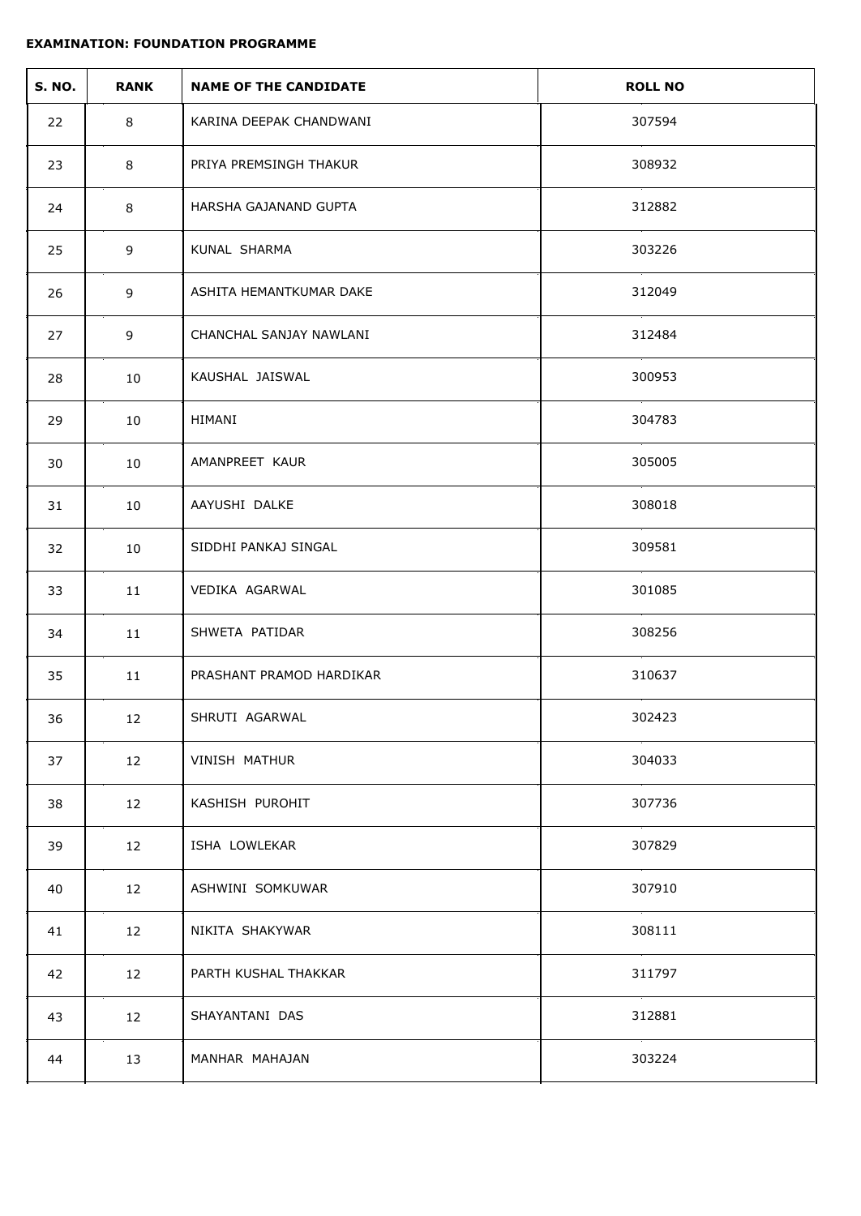**EXAMINATION: FOUNDATION PROGRAMME**

| S. NO. | RANK | NAME OF THE CANDIDATE | ROLL NO |
|---|---|---|---|
| 22 | 8 | KARINA DEEPAK CHANDWANI | 307594 |
| 23 | 8 | PRIYA PREMSINGH THAKUR | 308932 |
| 24 | 8 | HARSHA GAJANAND GUPTA | 312882 |
| 25 | 9 | KUNAL SHARMA | 303226 |
| 26 | 9 | ASHITA HEMANTKUMAR DAKE | 312049 |
| 27 | 9 | CHANCHAL SANJAY NAWLANI | 312484 |
| 28 | 10 | KAUSHAL JAISWAL | 300953 |
| 29 | 10 | HIMANI | 304783 |
| 30 | 10 | AMANPREET KAUR | 305005 |
| 31 | 10 | AAYUSHI DALKE | 308018 |
| 32 | 10 | SIDDHI PANKAJ SINGAL | 309581 |
| 33 | 11 | VEDIKA AGARWAL | 301085 |
| 34 | 11 | SHWETA PATIDAR | 308256 |
| 35 | 11 | PRASHANT PRAMOD HARDIKAR | 310637 |
| 36 | 12 | SHRUTI AGARWAL | 302423 |
| 37 | 12 | VINISH MATHUR | 304033 |
| 38 | 12 | KASHISH PUROHIT | 307736 |
| 39 | 12 | ISHA LOWLEKAR | 307829 |
| 40 | 12 | ASHWINI SOMKUWAR | 307910 |
| 41 | 12 | NIKITA SHAKYWAR | 308111 |
| 42 | 12 | PARTH KUSHAL THAKKAR | 311797 |
| 43 | 12 | SHAYANTANI DAS | 312881 |
| 44 | 13 | MANHAR MAHAJAN | 303224 |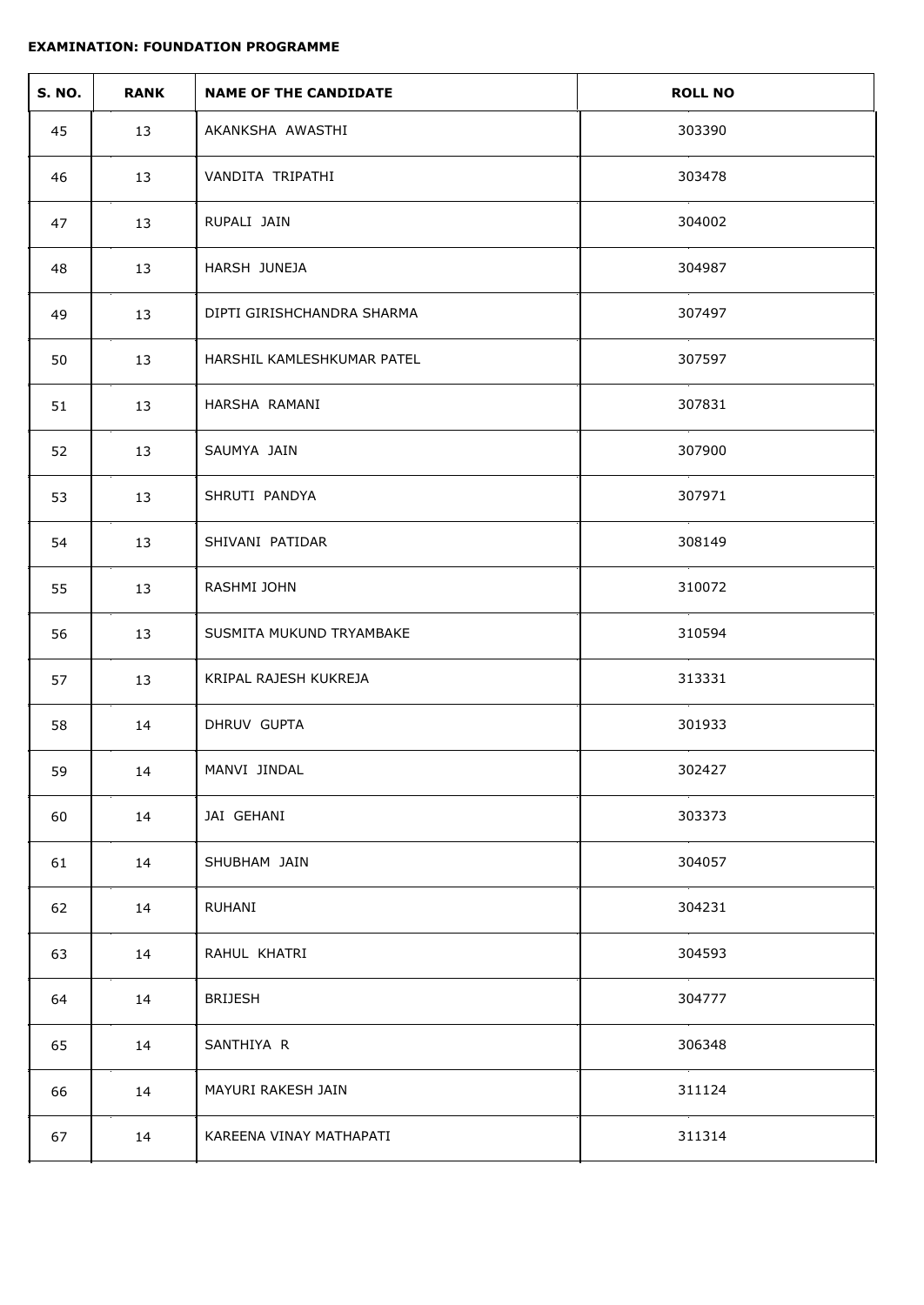**EXAMINATION: FOUNDATION PROGRAMME**

| S. NO. | RANK | NAME OF THE CANDIDATE | ROLL NO |
|---|---|---|---|
| 45 | 13 | AKANKSHA AWASTHI | 303390 |
| 46 | 13 | VANDITA TRIPATHI | 303478 |
| 47 | 13 | RUPALI JAIN | 304002 |
| 48 | 13 | HARSH JUNEJA | 304987 |
| 49 | 13 | DIPTI GIRISHCHANDRA SHARMA | 307497 |
| 50 | 13 | HARSHIL KAMLESHKUMAR PATEL | 307597 |
| 51 | 13 | HARSHA RAMANI | 307831 |
| 52 | 13 | SAUMYA JAIN | 307900 |
| 53 | 13 | SHRUTI PANDYA | 307971 |
| 54 | 13 | SHIVANI PATIDAR | 308149 |
| 55 | 13 | RASHMI JOHN | 310072 |
| 56 | 13 | SUSMITA MUKUND TRYAMBAKE | 310594 |
| 57 | 13 | KRIPAL RAJESH KUKREJA | 313331 |
| 58 | 14 | DHRUV GUPTA | 301933 |
| 59 | 14 | MANVI JINDAL | 302427 |
| 60 | 14 | JAI GEHANI | 303373 |
| 61 | 14 | SHUBHAM JAIN | 304057 |
| 62 | 14 | RUHANI | 304231 |
| 63 | 14 | RAHUL KHATRI | 304593 |
| 64 | 14 | BRIJESH | 304777 |
| 65 | 14 | SANTHIYA R | 306348 |
| 66 | 14 | MAYURI RAKESH JAIN | 311124 |
| 67 | 14 | KAREENA VINAY MATHAPATI | 311314 |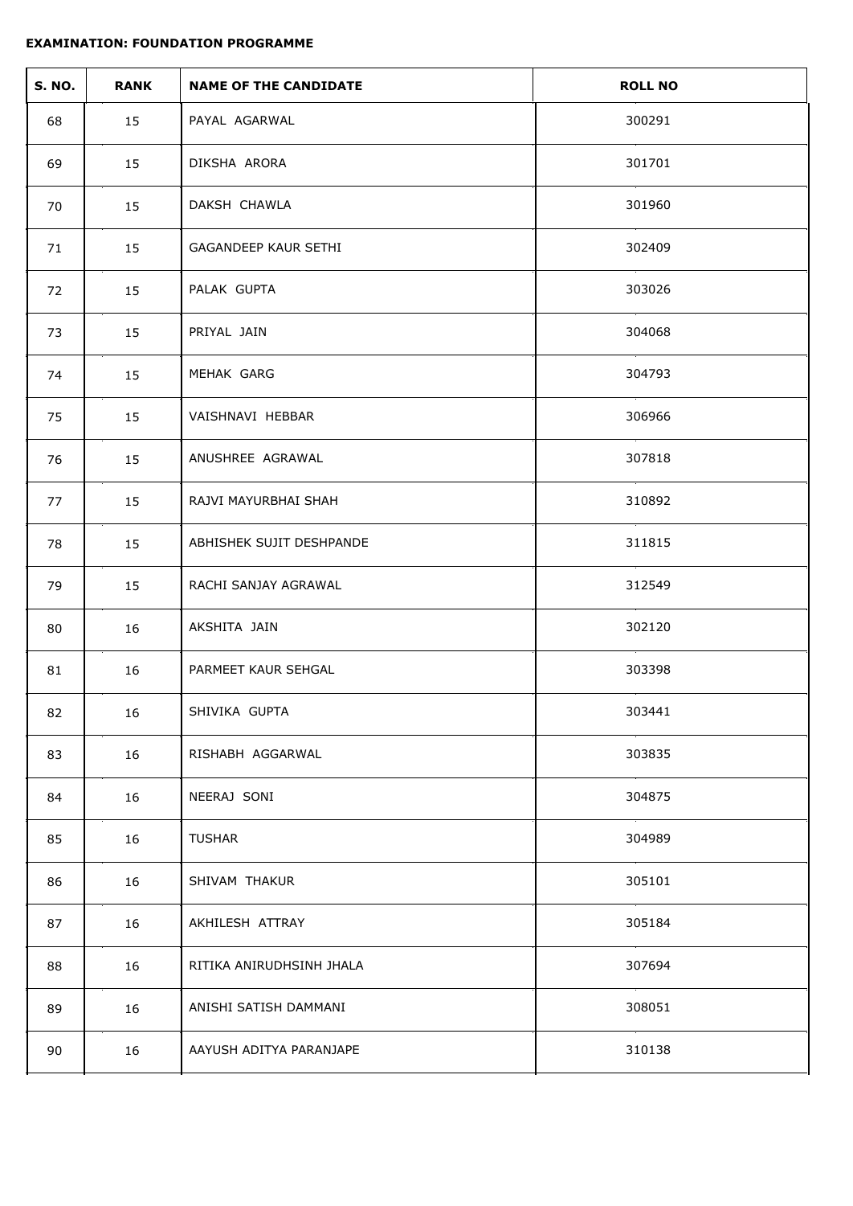**EXAMINATION: FOUNDATION PROGRAMME**

| S. NO. | RANK | NAME OF THE CANDIDATE | ROLL NO |
|---|---|---|---|
| 68 | 15 | PAYAL AGARWAL | 300291 |
| 69 | 15 | DIKSHA ARORA | 301701 |
| 70 | 15 | DAKSH CHAWLA | 301960 |
| 71 | 15 | GAGANDEEP KAUR SETHI | 302409 |
| 72 | 15 | PALAK GUPTA | 303026 |
| 73 | 15 | PRIYAL JAIN | 304068 |
| 74 | 15 | MEHAK GARG | 304793 |
| 75 | 15 | VAISHNAVI HEBBAR | 306966 |
| 76 | 15 | ANUSHREE AGRAWAL | 307818 |
| 77 | 15 | RAJVI MAYURBHAI SHAH | 310892 |
| 78 | 15 | ABHISHEK SUJIT DESHPANDE | 311815 |
| 79 | 15 | RACHI SANJAY AGRAWAL | 312549 |
| 80 | 16 | AKSHITA JAIN | 302120 |
| 81 | 16 | PARMEET KAUR SEHGAL | 303398 |
| 82 | 16 | SHIVIKA GUPTA | 303441 |
| 83 | 16 | RISHABH AGGARWAL | 303835 |
| 84 | 16 | NEERAJ SONI | 304875 |
| 85 | 16 | TUSHAR | 304989 |
| 86 | 16 | SHIVAM THAKUR | 305101 |
| 87 | 16 | AKHILESH ATTRAY | 305184 |
| 88 | 16 | RITIKA ANIRUDHSINH JHALA | 307694 |
| 89 | 16 | ANISHI SATISH DAMMANI | 308051 |
| 90 | 16 | AAYUSH ADITYA PARANJAPE | 310138 |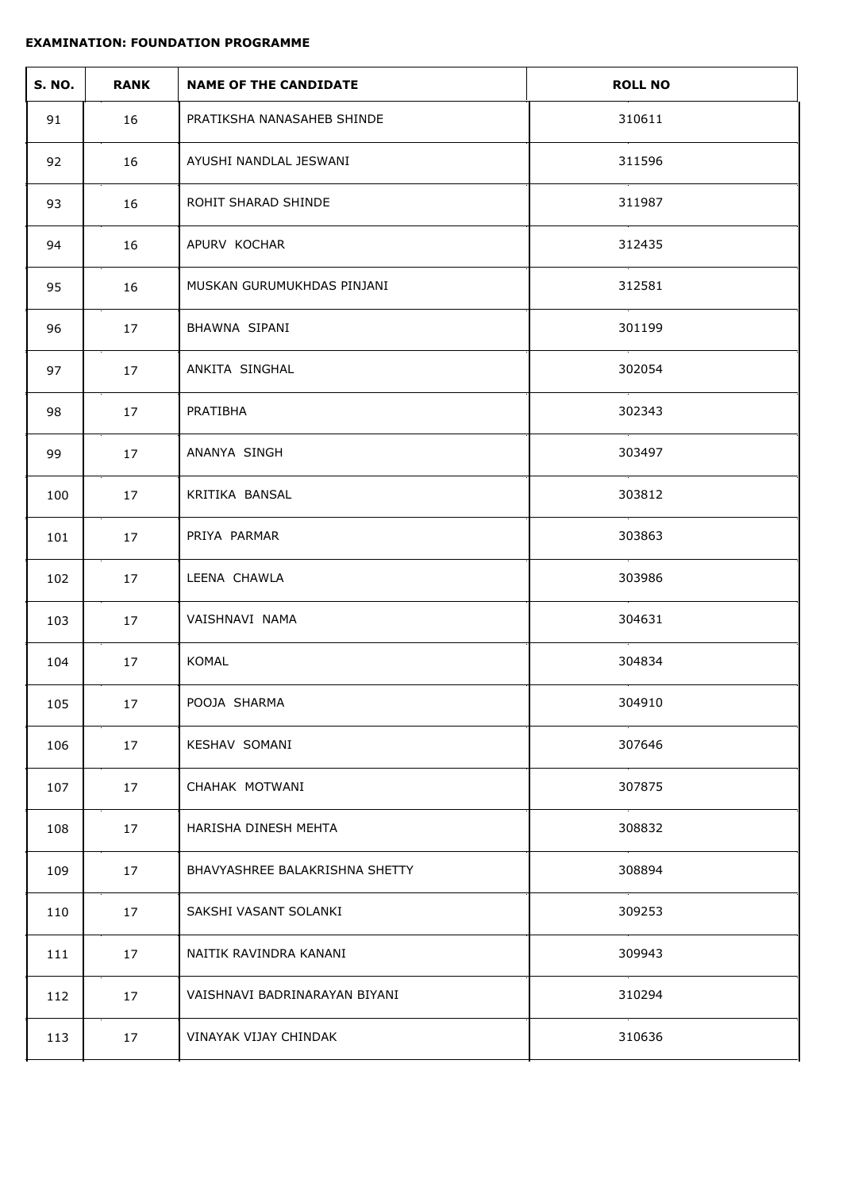**EXAMINATION: FOUNDATION PROGRAMME**

| S. NO. | RANK | NAME OF THE CANDIDATE | ROLL NO |
|---|---|---|---|
| 91 | 16 | PRATIKSHA NANASAHEB SHINDE | 310611 |
| 92 | 16 | AYUSHI NANDLAL JESWANI | 311596 |
| 93 | 16 | ROHIT SHARAD SHINDE | 311987 |
| 94 | 16 | APURV KOCHAR | 312435 |
| 95 | 16 | MUSKAN GURUMUKHDAS PINJANI | 312581 |
| 96 | 17 | BHAWNA SIPANI | 301199 |
| 97 | 17 | ANKITA SINGHAL | 302054 |
| 98 | 17 | PRATIBHA | 302343 |
| 99 | 17 | ANANYA SINGH | 303497 |
| 100 | 17 | KRITIKA BANSAL | 303812 |
| 101 | 17 | PRIYA PARMAR | 303863 |
| 102 | 17 | LEENA CHAWLA | 303986 |
| 103 | 17 | VAISHNAVI NAMA | 304631 |
| 104 | 17 | KOMAL | 304834 |
| 105 | 17 | POOJA SHARMA | 304910 |
| 106 | 17 | KESHAV SOMANI | 307646 |
| 107 | 17 | CHAHAK MOTWANI | 307875 |
| 108 | 17 | HARISHA DINESH MEHTA | 308832 |
| 109 | 17 | BHAVYASHREE BALAKRISHNA SHETTY | 308894 |
| 110 | 17 | SAKSHI VASANT SOLANKI | 309253 |
| 111 | 17 | NAITIK RAVINDRA KANANI | 309943 |
| 112 | 17 | VAISHNAVI BADRINARAYAN BIYANI | 310294 |
| 113 | 17 | VINAYAK VIJAY CHINDAK | 310636 |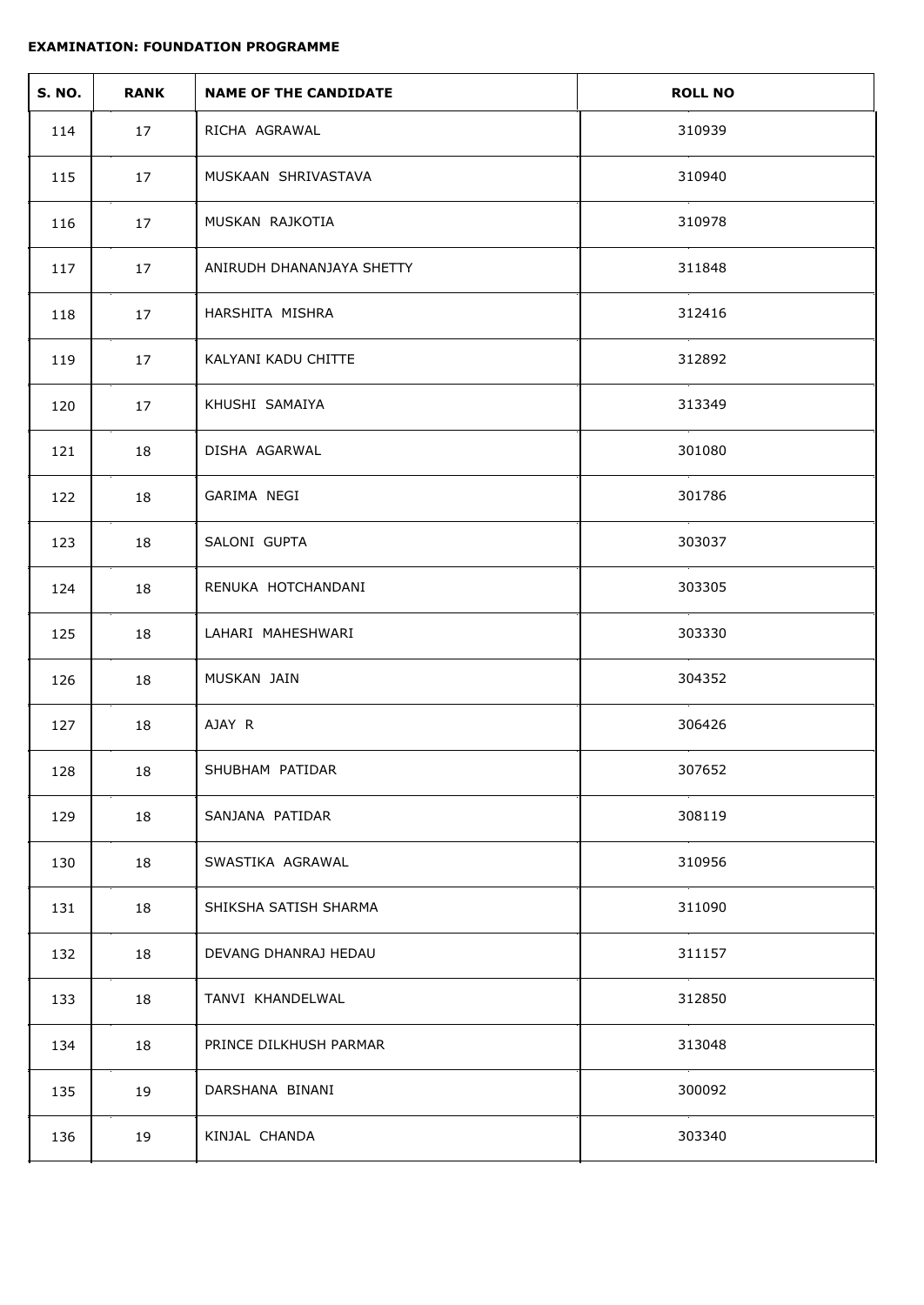**EXAMINATION: FOUNDATION PROGRAMME**

| S. NO. | RANK | NAME OF THE CANDIDATE | ROLL NO |
|---|---|---|---|
| 114 | 17 | RICHA AGRAWAL | 310939 |
| 115 | 17 | MUSKAAN SHRIVASTAVA | 310940 |
| 116 | 17 | MUSKAN RAJKOTIA | 310978 |
| 117 | 17 | ANIRUDH DHANANJAYA SHETTY | 311848 |
| 118 | 17 | HARSHITA MISHRA | 312416 |
| 119 | 17 | KALYANI KADU CHITTE | 312892 |
| 120 | 17 | KHUSHI SAMAIYA | 313349 |
| 121 | 18 | DISHA AGARWAL | 301080 |
| 122 | 18 | GARIMA NEGI | 301786 |
| 123 | 18 | SALONI GUPTA | 303037 |
| 124 | 18 | RENUKA HOTCHANDANI | 303305 |
| 125 | 18 | LAHARI MAHESHWARI | 303330 |
| 126 | 18 | MUSKAN JAIN | 304352 |
| 127 | 18 | AJAY R | 306426 |
| 128 | 18 | SHUBHAM PATIDAR | 307652 |
| 129 | 18 | SANJANA PATIDAR | 308119 |
| 130 | 18 | SWASTIKA AGRAWAL | 310956 |
| 131 | 18 | SHIKSHA SATISH SHARMA | 311090 |
| 132 | 18 | DEVANG DHANRAJ HEDAU | 311157 |
| 133 | 18 | TANVI KHANDELWAL | 312850 |
| 134 | 18 | PRINCE DILKHUSH PARMAR | 313048 |
| 135 | 19 | DARSHANA BINANI | 300092 |
| 136 | 19 | KINJAL CHANDA | 303340 |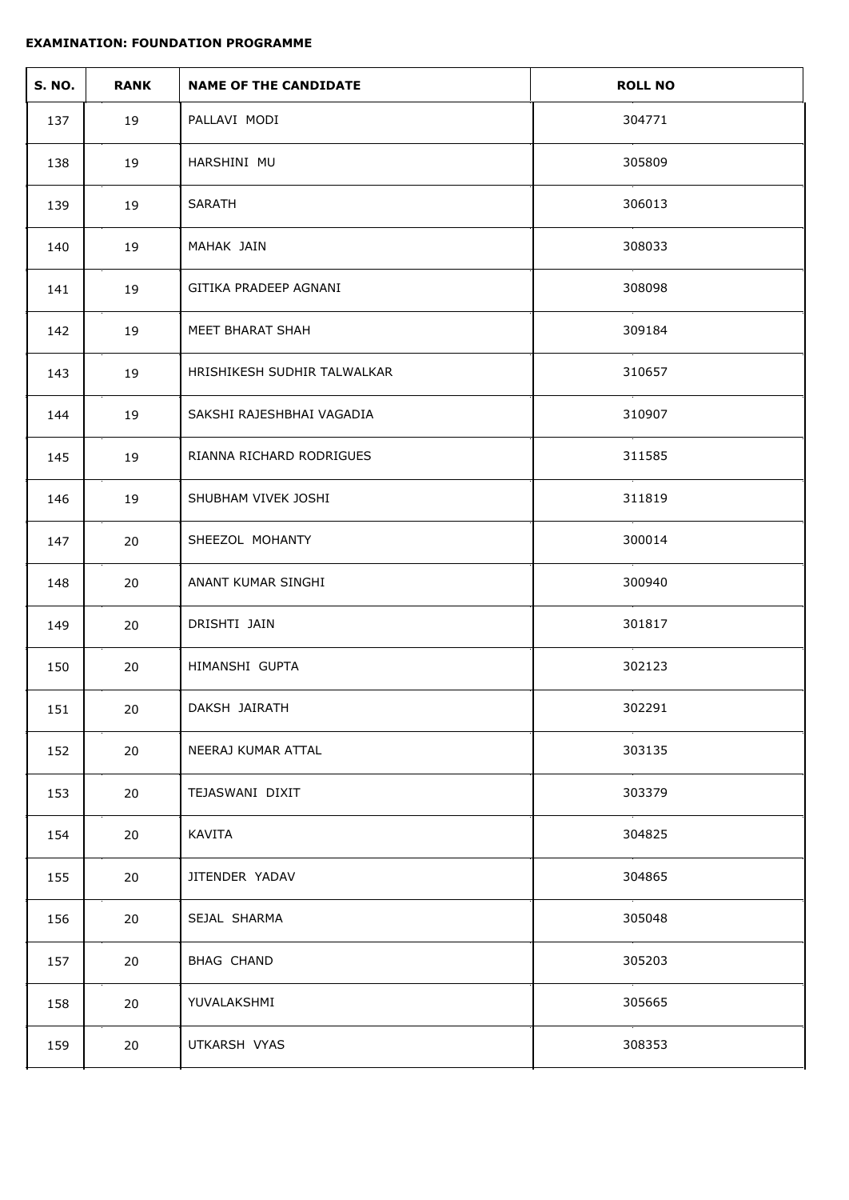**EXAMINATION: FOUNDATION PROGRAMME**

| S. NO. | RANK | NAME OF THE CANDIDATE | ROLL NO |
|---|---|---|---|
| 137 | 19 | PALLAVI MODI | 304771 |
| 138 | 19 | HARSHINI MU | 305809 |
| 139 | 19 | SARATH | 306013 |
| 140 | 19 | MAHAK JAIN | 308033 |
| 141 | 19 | GITIKA PRADEEP AGNANI | 308098 |
| 142 | 19 | MEET BHARAT SHAH | 309184 |
| 143 | 19 | HRISHIKESH SUDHIR TALWALKAR | 310657 |
| 144 | 19 | SAKSHI RAJESHBHAI VAGADIA | 310907 |
| 145 | 19 | RIANNA RICHARD RODRIGUES | 311585 |
| 146 | 19 | SHUBHAM VIVEK JOSHI | 311819 |
| 147 | 20 | SHEEZOL MOHANTY | 300014 |
| 148 | 20 | ANANT KUMAR SINGHI | 300940 |
| 149 | 20 | DRISHTI JAIN | 301817 |
| 150 | 20 | HIMANSHI GUPTA | 302123 |
| 151 | 20 | DAKSH JAIRATH | 302291 |
| 152 | 20 | NEERAJ KUMAR ATTAL | 303135 |
| 153 | 20 | TEJASWANI DIXIT | 303379 |
| 154 | 20 | KAVITA | 304825 |
| 155 | 20 | JITENDER YADAV | 304865 |
| 156 | 20 | SEJAL SHARMA | 305048 |
| 157 | 20 | BHAG CHAND | 305203 |
| 158 | 20 | YUVALAKSHMI | 305665 |
| 159 | 20 | UTKARSH VYAS | 308353 |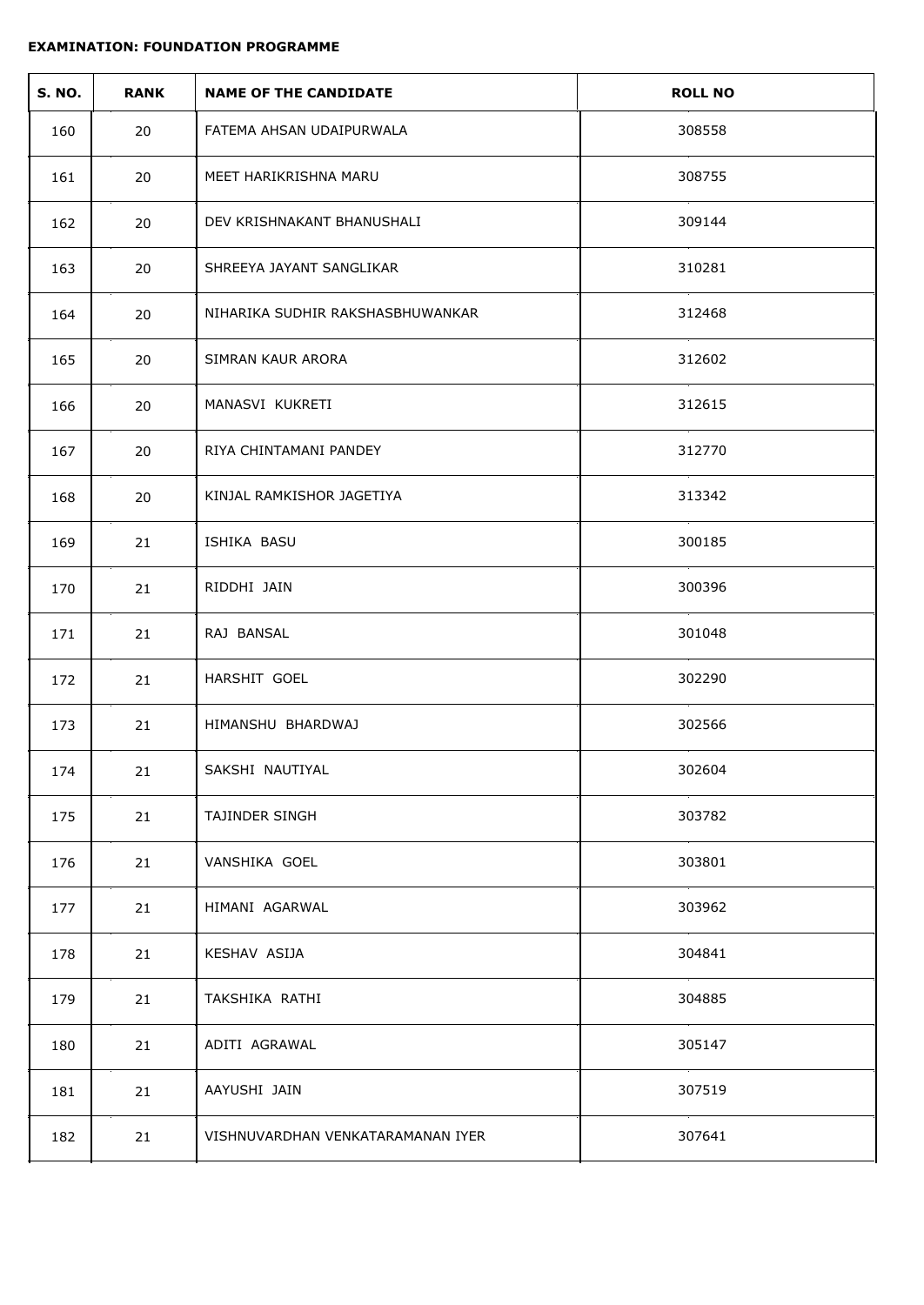**EXAMINATION: FOUNDATION PROGRAMME**

| S. NO. | RANK | NAME OF THE CANDIDATE | ROLL NO |
|---|---|---|---|
| 160 | 20 | FATEMA AHSAN UDAIPURWALA | 308558 |
| 161 | 20 | MEET HARIKRISHNA MARU | 308755 |
| 162 | 20 | DEV KRISHNAKANT BHANUSHALI | 309144 |
| 163 | 20 | SHREEYA JAYANT SANGLIKAR | 310281 |
| 164 | 20 | NIHARIKA SUDHIR RAKSHASBHUWANKAR | 312468 |
| 165 | 20 | SIMRAN KAUR ARORA | 312602 |
| 166 | 20 | MANASVI KUKRETI | 312615 |
| 167 | 20 | RIYA CHINTAMANI PANDEY | 312770 |
| 168 | 20 | KINJAL RAMKISHOR JAGETIYA | 313342 |
| 169 | 21 | ISHIKA BASU | 300185 |
| 170 | 21 | RIDDHI JAIN | 300396 |
| 171 | 21 | RAJ BANSAL | 301048 |
| 172 | 21 | HARSHIT GOEL | 302290 |
| 173 | 21 | HIMANSHU BHARDWAJ | 302566 |
| 174 | 21 | SAKSHI NAUTIYAL | 302604 |
| 175 | 21 | TAJINDER SINGH | 303782 |
| 176 | 21 | VANSHIKA GOEL | 303801 |
| 177 | 21 | HIMANI AGARWAL | 303962 |
| 178 | 21 | KESHAV ASIJA | 304841 |
| 179 | 21 | TAKSHIKA RATHI | 304885 |
| 180 | 21 | ADITI AGRAWAL | 305147 |
| 181 | 21 | AAYUSHI JAIN | 307519 |
| 182 | 21 | VISHNUVARDHAN VENKATARAMANAN IYER | 307641 |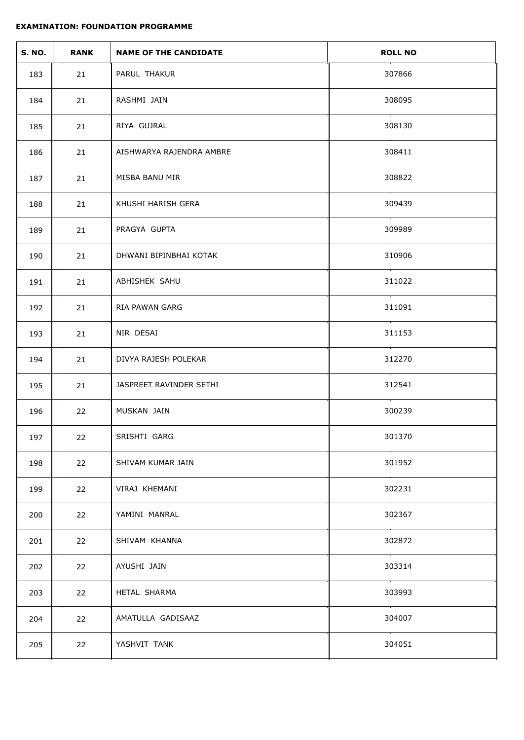**EXAMINATION: FOUNDATION PROGRAMME**

| S. NO. | RANK | NAME OF THE CANDIDATE | ROLL NO |
|---|---|---|---|
| 183 | 21 | PARUL THAKUR | 307866 |
| 184 | 21 | RASHMI JAIN | 308095 |
| 185 | 21 | RIYA GUJRAL | 308130 |
| 186 | 21 | AISHWARYA RAJENDRA AMBRE | 308411 |
| 187 | 21 | MISBA BANU MIR | 308822 |
| 188 | 21 | KHUSHI HARISH GERA | 309439 |
| 189 | 21 | PRAGYA GUPTA | 309989 |
| 190 | 21 | DHWANI BIPINBHAI KOTAK | 310906 |
| 191 | 21 | ABHISHEK SAHU | 311022 |
| 192 | 21 | RIA PAWAN GARG | 311091 |
| 193 | 21 | NIR DESAI | 311153 |
| 194 | 21 | DIVYA RAJESH POLEKAR | 312270 |
| 195 | 21 | JASPREET RAVINDER SETHI | 312541 |
| 196 | 22 | MUSKAN JAIN | 300239 |
| 197 | 22 | SRISHTI GARG | 301370 |
| 198 | 22 | SHIVAM KUMAR JAIN | 301952 |
| 199 | 22 | VIRAJ KHEMANI | 302231 |
| 200 | 22 | YAMINI MANRAL | 302367 |
| 201 | 22 | SHIVAM KHANNA | 302872 |
| 202 | 22 | AYUSHI JAIN | 303314 |
| 203 | 22 | HETAL SHARMA | 303993 |
| 204 | 22 | AMATULLA GADISAAZ | 304007 |
| 205 | 22 | YASHVIT TANK | 304051 |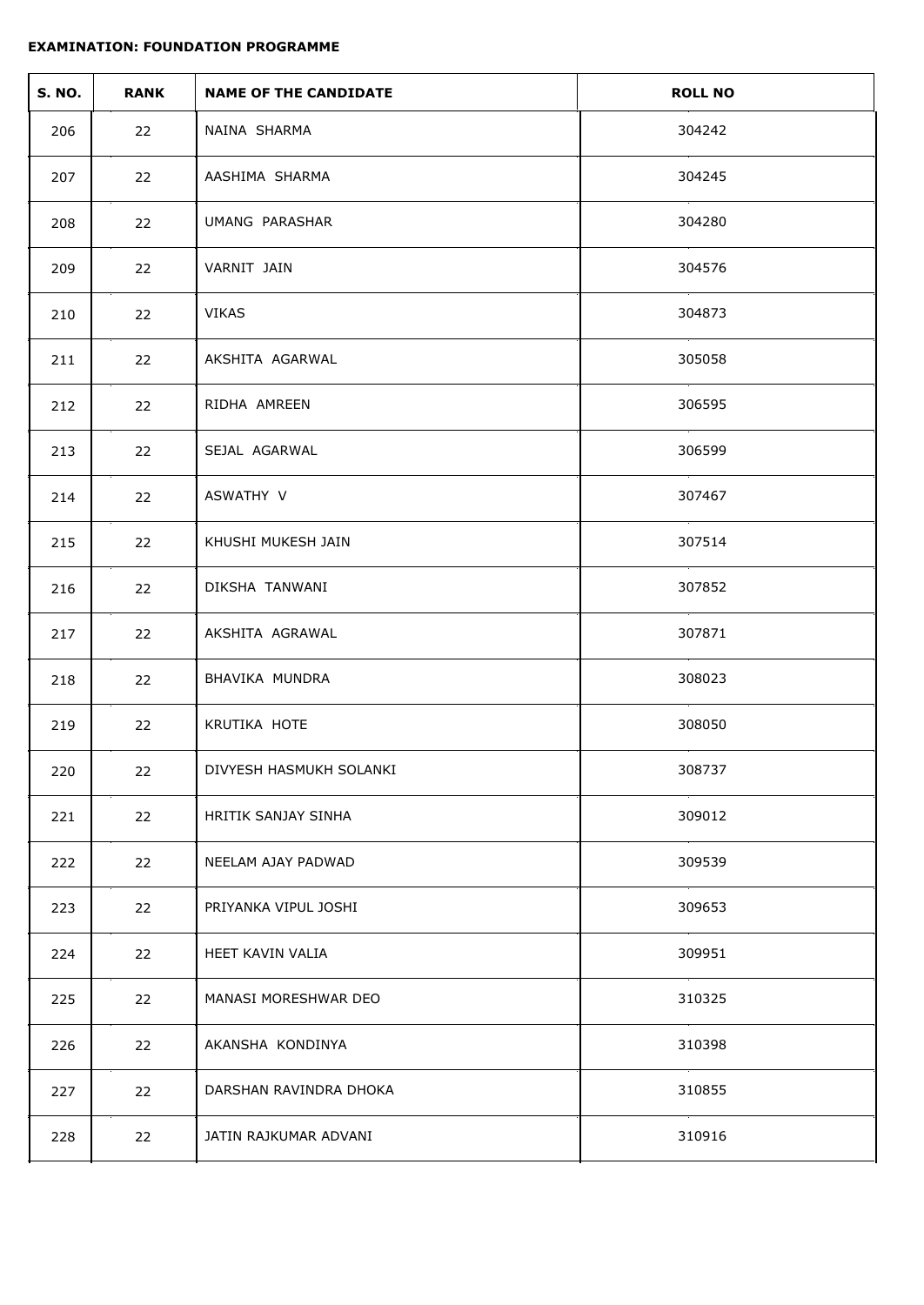**EXAMINATION: FOUNDATION PROGRAMME**

| S. NO. | RANK | NAME OF THE CANDIDATE | ROLL NO |
|---|---|---|---|
| 206 | 22 | NAINA SHARMA | 304242 |
| 207 | 22 | AASHIMA SHARMA | 304245 |
| 208 | 22 | UMANG PARASHAR | 304280 |
| 209 | 22 | VARNIT JAIN | 304576 |
| 210 | 22 | VIKAS | 304873 |
| 211 | 22 | AKSHITA AGARWAL | 305058 |
| 212 | 22 | RIDHA AMREEN | 306595 |
| 213 | 22 | SEJAL AGARWAL | 306599 |
| 214 | 22 | ASWATHY V | 307467 |
| 215 | 22 | KHUSHI MUKESH JAIN | 307514 |
| 216 | 22 | DIKSHA TANWANI | 307852 |
| 217 | 22 | AKSHITA AGRAWAL | 307871 |
| 218 | 22 | BHAVIKA MUNDRA | 308023 |
| 219 | 22 | KRUTIKA HOTE | 308050 |
| 220 | 22 | DIVYESH HASMUKH SOLANKI | 308737 |
| 221 | 22 | HRITIK SANJAY SINHA | 309012 |
| 222 | 22 | NEELAM AJAY PADWAD | 309539 |
| 223 | 22 | PRIYANKA VIPUL JOSHI | 309653 |
| 224 | 22 | HEET KAVIN VALIA | 309951 |
| 225 | 22 | MANASI MORESHWAR DEO | 310325 |
| 226 | 22 | AKANSHA KONDINYA | 310398 |
| 227 | 22 | DARSHAN RAVINDRA DHOKA | 310855 |
| 228 | 22 | JATIN RAJKUMAR ADVANI | 310916 |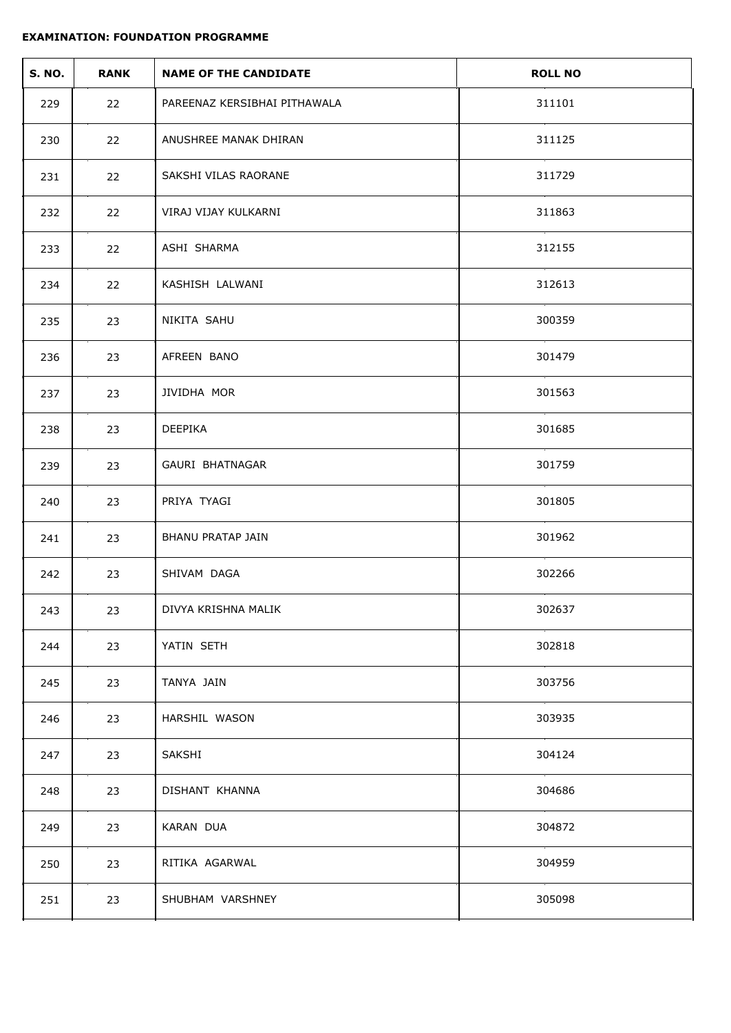**EXAMINATION: FOUNDATION PROGRAMME**

| S. NO. | RANK | NAME OF THE CANDIDATE | ROLL NO |
|---|---|---|---|
| 229 | 22 | PAREENAZ KERSIBHAI PITHAWALA | 311101 |
| 230 | 22 | ANUSHREE MANAK DHIRAN | 311125 |
| 231 | 22 | SAKSHI VILAS RAORANE | 311729 |
| 232 | 22 | VIRAJ VIJAY KULKARNI | 311863 |
| 233 | 22 | ASHI SHARMA | 312155 |
| 234 | 22 | KASHISH LALWANI | 312613 |
| 235 | 23 | NIKITA SAHU | 300359 |
| 236 | 23 | AFREEN BANO | 301479 |
| 237 | 23 | JIVIDHA MOR | 301563 |
| 238 | 23 | DEEPIKA | 301685 |
| 239 | 23 | GAURI BHATNAGAR | 301759 |
| 240 | 23 | PRIYA TYAGI | 301805 |
| 241 | 23 | BHANU PRATAP JAIN | 301962 |
| 242 | 23 | SHIVAM DAGA | 302266 |
| 243 | 23 | DIVYA KRISHNA MALIK | 302637 |
| 244 | 23 | YATIN SETH | 302818 |
| 245 | 23 | TANYA JAIN | 303756 |
| 246 | 23 | HARSHIL WASON | 303935 |
| 247 | 23 | SAKSHI | 304124 |
| 248 | 23 | DISHANT KHANNA | 304686 |
| 249 | 23 | KARAN DUA | 304872 |
| 250 | 23 | RITIKA AGARWAL | 304959 |
| 251 | 23 | SHUBHAM VARSHNEY | 305098 |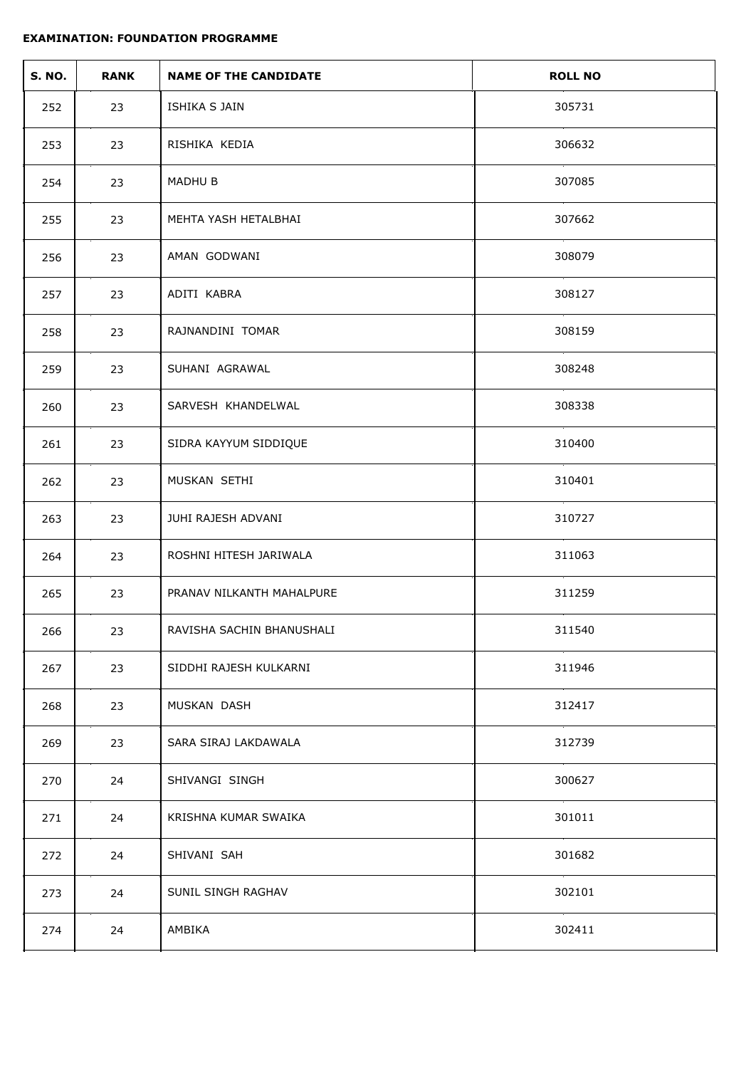**EXAMINATION: FOUNDATION PROGRAMME**

| S. NO. | RANK | NAME OF THE CANDIDATE | ROLL NO |
|---|---|---|---|
| 252 | 23 | ISHIKA S JAIN | 305731 |
| 253 | 23 | RISHIKA KEDIA | 306632 |
| 254 | 23 | MADHU B | 307085 |
| 255 | 23 | MEHTA YASH HETALBHAI | 307662 |
| 256 | 23 | AMAN GODWANI | 308079 |
| 257 | 23 | ADITI KABRA | 308127 |
| 258 | 23 | RAJNANDINI TOMAR | 308159 |
| 259 | 23 | SUHANI AGRAWAL | 308248 |
| 260 | 23 | SARVESH KHANDELWAL | 308338 |
| 261 | 23 | SIDRA KAYYUM SIDDIQUE | 310400 |
| 262 | 23 | MUSKAN SETHI | 310401 |
| 263 | 23 | JUHI RAJESH ADVANI | 310727 |
| 264 | 23 | ROSHNI HITESH JARIWALA | 311063 |
| 265 | 23 | PRANAV NILKANTH MAHALPURE | 311259 |
| 266 | 23 | RAVISHA SACHIN BHANUSHALI | 311540 |
| 267 | 23 | SIDDHI RAJESH KULKARNI | 311946 |
| 268 | 23 | MUSKAN DASH | 312417 |
| 269 | 23 | SARA SIRAJ LAKDAWALA | 312739 |
| 270 | 24 | SHIVANGI SINGH | 300627 |
| 271 | 24 | KRISHNA KUMAR SWAIKA | 301011 |
| 272 | 24 | SHIVANI SAH | 301682 |
| 273 | 24 | SUNIL SINGH RAGHAV | 302101 |
| 274 | 24 | AMBIKA | 302411 |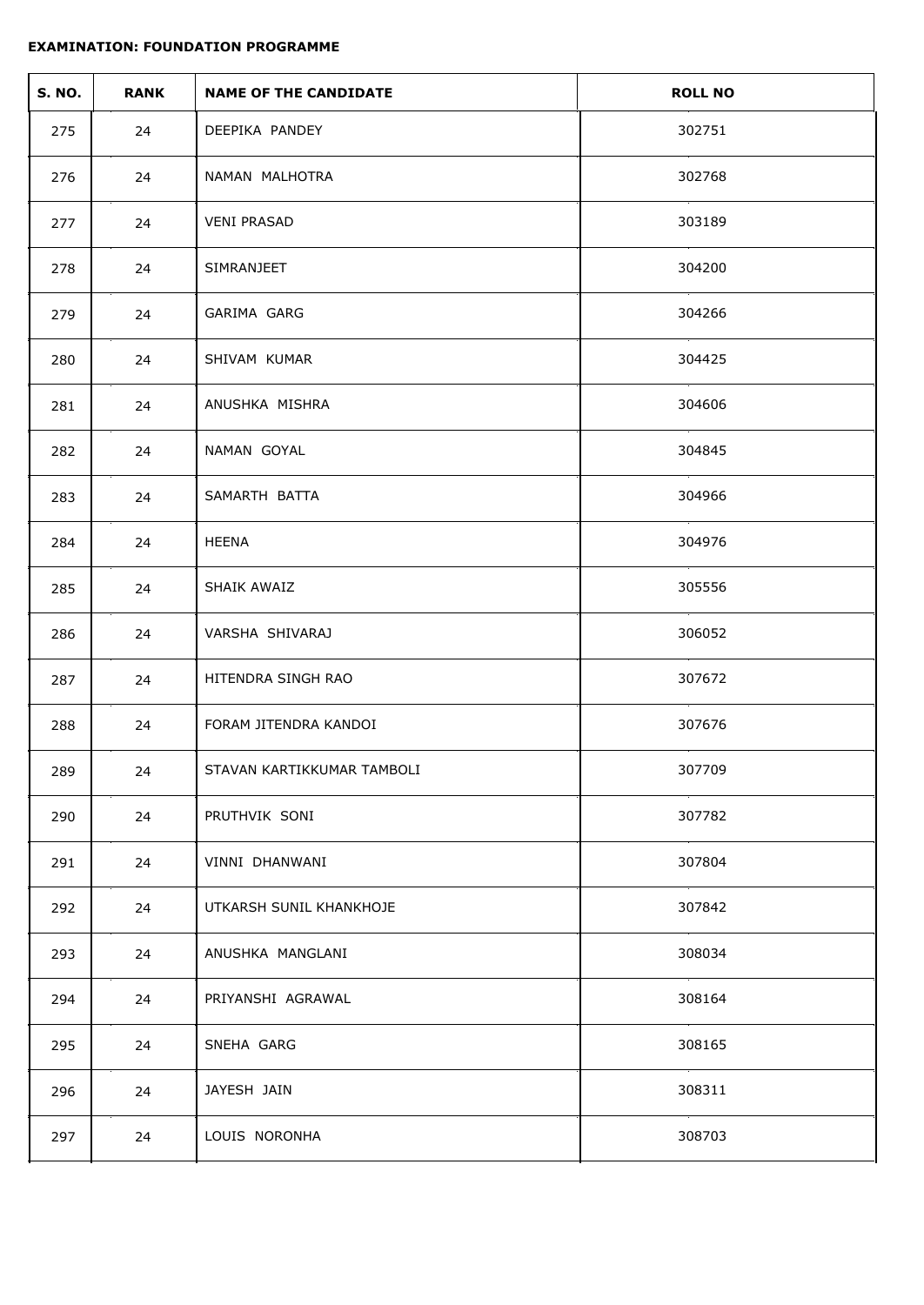**EXAMINATION: FOUNDATION PROGRAMME**

| S. NO. | RANK | NAME OF THE CANDIDATE | ROLL NO |
|---|---|---|---|
| 275 | 24 | DEEPIKA PANDEY | 302751 |
| 276 | 24 | NAMAN MALHOTRA | 302768 |
| 277 | 24 | VENI PRASAD | 303189 |
| 278 | 24 | SIMRANJEET | 304200 |
| 279 | 24 | GARIMA GARG | 304266 |
| 280 | 24 | SHIVAM KUMAR | 304425 |
| 281 | 24 | ANUSHKA MISHRA | 304606 |
| 282 | 24 | NAMAN GOYAL | 304845 |
| 283 | 24 | SAMARTH BATTA | 304966 |
| 284 | 24 | HEENA | 304976 |
| 285 | 24 | SHAIK AWAIZ | 305556 |
| 286 | 24 | VARSHA SHIVARAJ | 306052 |
| 287 | 24 | HITENDRA SINGH RAO | 307672 |
| 288 | 24 | FORAM JITENDRA KANDOI | 307676 |
| 289 | 24 | STAVAN KARTIKKUMAR TAMBOLI | 307709 |
| 290 | 24 | PRUTHVIK SONI | 307782 |
| 291 | 24 | VINNI DHANWANI | 307804 |
| 292 | 24 | UTKARSH SUNIL KHANKHOJE | 307842 |
| 293 | 24 | ANUSHKA MANGLANI | 308034 |
| 294 | 24 | PRIYANSHI AGRAWAL | 308164 |
| 295 | 24 | SNEHA GARG | 308165 |
| 296 | 24 | JAYESH JAIN | 308311 |
| 297 | 24 | LOUIS NORONHA | 308703 |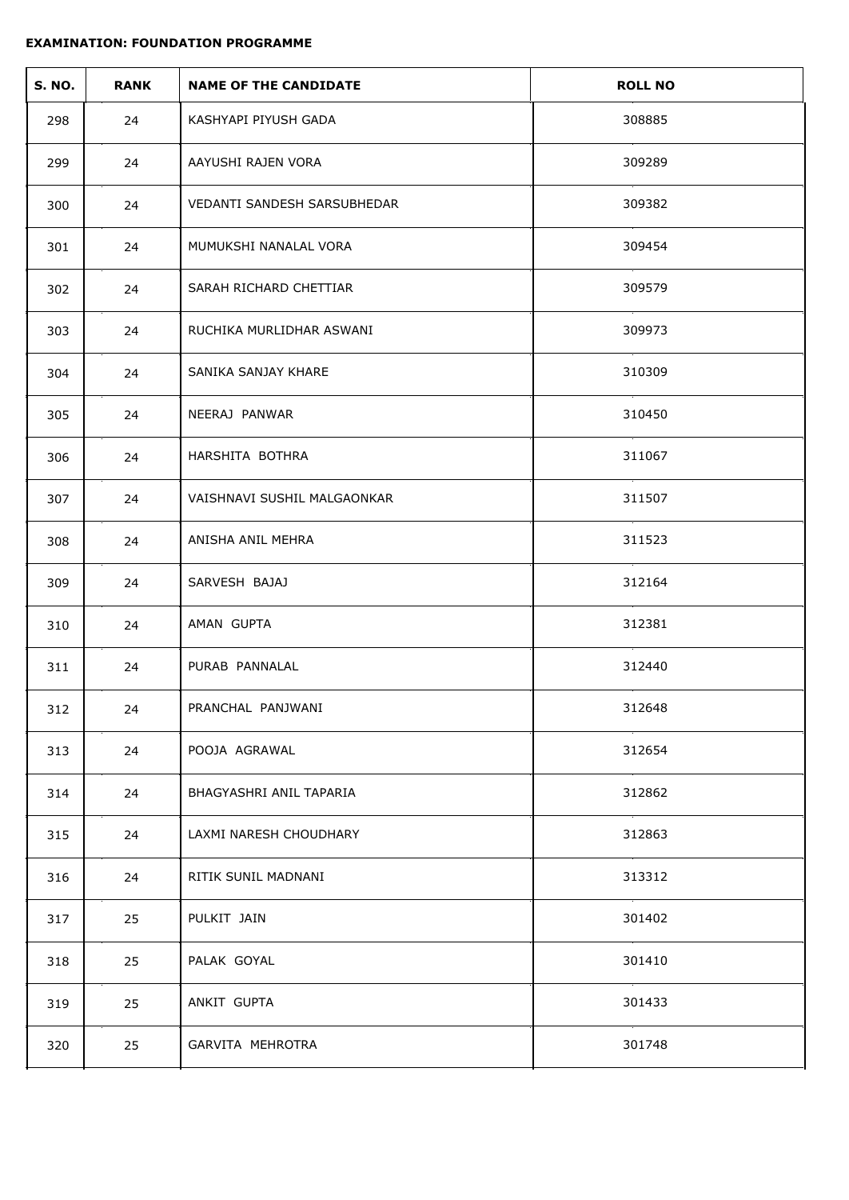**EXAMINATION: FOUNDATION PROGRAMME**

| S. NO. | RANK | NAME OF THE CANDIDATE | ROLL NO |
|---|---|---|---|
| 298 | 24 | KASHYAPI PIYUSH GADA | 308885 |
| 299 | 24 | AAYUSHI RAJEN VORA | 309289 |
| 300 | 24 | VEDANTI SANDESH SARSUBHEDAR | 309382 |
| 301 | 24 | MUMUKSHI NANALAL VORA | 309454 |
| 302 | 24 | SARAH RICHARD CHETTIAR | 309579 |
| 303 | 24 | RUCHIKA MURLIDHAR ASWANI | 309973 |
| 304 | 24 | SANIKA SANJAY KHARE | 310309 |
| 305 | 24 | NEERAJ PANWAR | 310450 |
| 306 | 24 | HARSHITA BOTHRA | 311067 |
| 307 | 24 | VAISHNAVI SUSHIL MALGAONKAR | 311507 |
| 308 | 24 | ANISHA ANIL MEHRA | 311523 |
| 309 | 24 | SARVESH BAJAJ | 312164 |
| 310 | 24 | AMAN GUPTA | 312381 |
| 311 | 24 | PURAB PANNALAL | 312440 |
| 312 | 24 | PRANCHAL PANJWANI | 312648 |
| 313 | 24 | POOJA AGRAWAL | 312654 |
| 314 | 24 | BHAGYASHRI ANIL TAPARIA | 312862 |
| 315 | 24 | LAXMI NARESH CHOUDHARY | 312863 |
| 316 | 24 | RITIK SUNIL MADNANI | 313312 |
| 317 | 25 | PULKIT JAIN | 301402 |
| 318 | 25 | PALAK GOYAL | 301410 |
| 319 | 25 | ANKIT GUPTA | 301433 |
| 320 | 25 | GARVITA MEHROTRA | 301748 |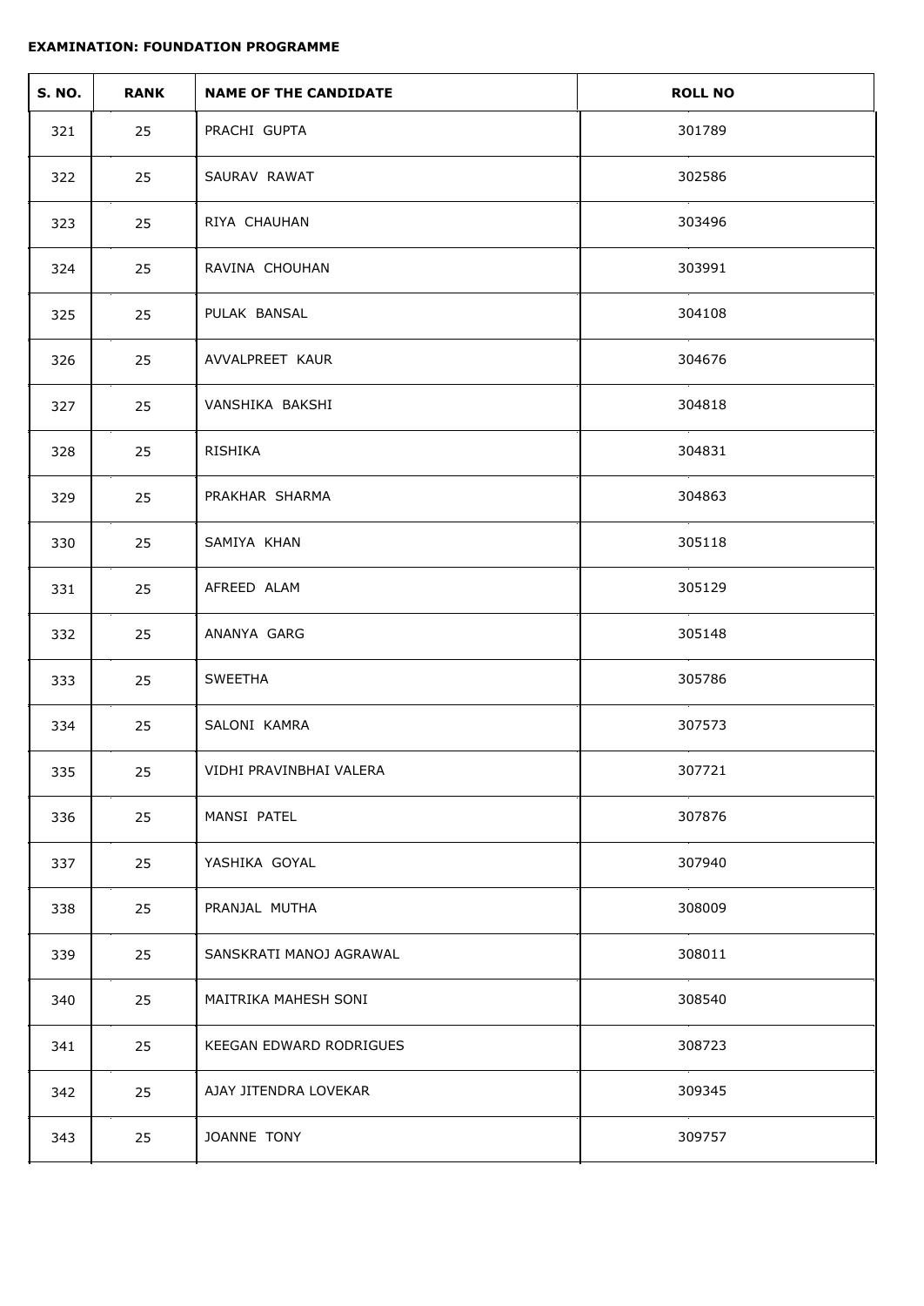**EXAMINATION: FOUNDATION PROGRAMME**

| S. NO. | RANK | NAME OF THE CANDIDATE | ROLL NO |
|---|---|---|---|
| 321 | 25 | PRACHI GUPTA | 301789 |
| 322 | 25 | SAURAV RAWAT | 302586 |
| 323 | 25 | RIYA CHAUHAN | 303496 |
| 324 | 25 | RAVINA CHOUHAN | 303991 |
| 325 | 25 | PULAK BANSAL | 304108 |
| 326 | 25 | AVVALPREET KAUR | 304676 |
| 327 | 25 | VANSHIKA BAKSHI | 304818 |
| 328 | 25 | RISHIKA | 304831 |
| 329 | 25 | PRAKHAR SHARMA | 304863 |
| 330 | 25 | SAMIYA KHAN | 305118 |
| 331 | 25 | AFREED ALAM | 305129 |
| 332 | 25 | ANANYA GARG | 305148 |
| 333 | 25 | SWEETHA | 305786 |
| 334 | 25 | SALONI KAMRA | 307573 |
| 335 | 25 | VIDHI PRAVINBHAI VALERA | 307721 |
| 336 | 25 | MANSI PATEL | 307876 |
| 337 | 25 | YASHIKA GOYAL | 307940 |
| 338 | 25 | PRANJAL MUTHA | 308009 |
| 339 | 25 | SANSKRATI MANOJ AGRAWAL | 308011 |
| 340 | 25 | MAITRIKA MAHESH SONI | 308540 |
| 341 | 25 | KEEGAN EDWARD RODRIGUES | 308723 |
| 342 | 25 | AJAY JITENDRA LOVEKAR | 309345 |
| 343 | 25 | JOANNE TONY | 309757 |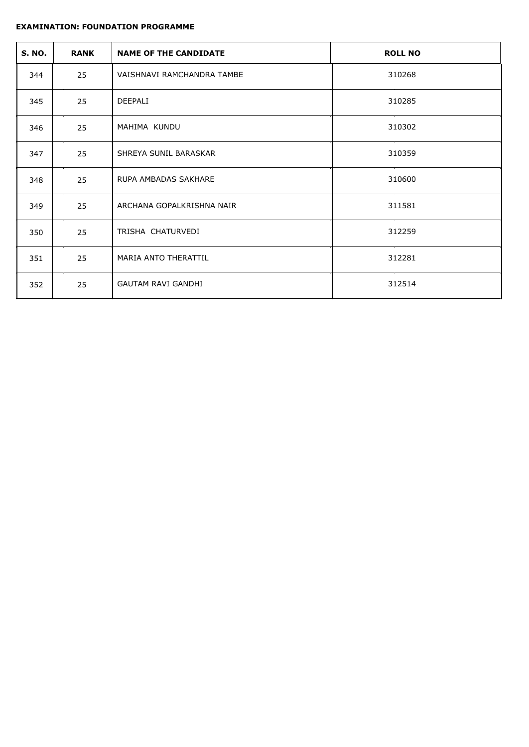**EXAMINATION: FOUNDATION PROGRAMME**

| S. NO. | RANK | NAME OF THE CANDIDATE | ROLL NO |
|---|---|---|---|
| 344 | 25 | VAISHNAVI RAMCHANDRA TAMBE | 310268 |
| 345 | 25 | DEEPALI | 310285 |
| 346 | 25 | MAHIMA  KUNDU | 310302 |
| 347 | 25 | SHREYA SUNIL BARASKAR | 310359 |
| 348 | 25 | RUPA AMBADAS SAKHARE | 310600 |
| 349 | 25 | ARCHANA GOPALKRISHNA NAIR | 311581 |
| 350 | 25 | TRISHA  CHATURVEDI | 312259 |
| 351 | 25 | MARIA ANTO THERATTIL | 312281 |
| 352 | 25 | GAUTAM RAVI GANDHI | 312514 |